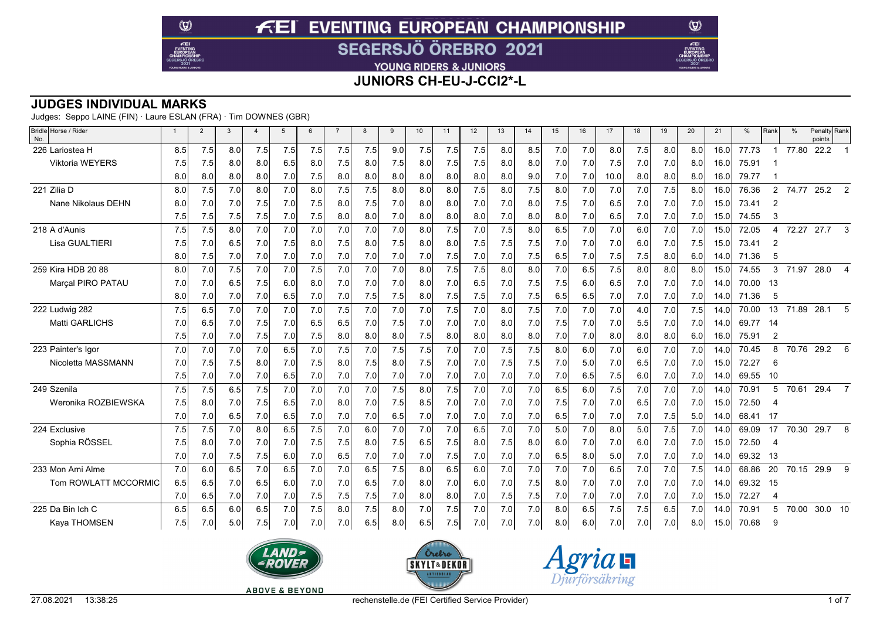# FEI EVENTING EUROPEAN CHAMPIONSHIP

## SEGERSJÖ ÖREBRO 2021

YOUNG RIDERS & JUNIORS

## JUNIORS CH-EU-J-CCI2*-L

### JUDGES INDIVIDUAL MARKS

Judges: Seppo LAINE (FIN) · Laure ESLAN (FRA) · Tim DOWNES (GBR)

| Bridle No. | Horse / Rider | 1 | 2 | 3 | 4 | 5 | 6 | 7 | 8 | 9 | 10 | 11 | 12 | 13 | 14 | 15 | 16 | 17 | 18 | 19 | 20 | 21 | % | Rank | % | Penalty points | Rank |
|---|---|---|---|---|---|---|---|---|---|---|---|---|---|---|---|---|---|---|---|---|---|---|---|---|---|---|---|
| 226 | Lariostea H | 8.5 | 7.5 | 8.0 | 7.5 | 7.5 | 7.5 | 7.5 | 7.5 | 9.0 | 7.5 | 7.5 | 7.5 | 8.0 | 8.5 | 7.0 | 7.0 | 8.0 | 7.5 | 8.0 | 8.0 | 16.0 | 77.73 | 1 | 77.80 | 22.2 | 1 |
| | Viktoria WEYERS | 7.5 | 7.5 | 8.0 | 8.0 | 6.5 | 8.0 | 7.5 | 8.0 | 7.5 | 8.0 | 7.5 | 7.5 | 8.0 | 8.0 | 7.0 | 7.0 | 7.5 | 7.0 | 7.0 | 8.0 | 16.0 | 75.91 | 1 | | | |
| | | 8.0 | 8.0 | 8.0 | 8.0 | 7.0 | 7.5 | 8.0 | 8.0 | 8.0 | 8.0 | 8.0 | 8.0 | 8.0 | 9.0 | 7.0 | 7.0 | 10.0 | 8.0 | 8.0 | 8.0 | 16.0 | 79.77 | 1 | | | |
| 221 | Zilia D | 8.0 | 7.5 | 7.0 | 8.0 | 7.0 | 8.0 | 7.5 | 7.5 | 8.0 | 8.0 | 8.0 | 7.5 | 8.0 | 7.5 | 8.0 | 7.0 | 7.0 | 7.0 | 7.5 | 8.0 | 16.0 | 76.36 | 2 | 74.77 | 25.2 | 2 |
| | Nane Nikolaus DEHN | 8.0 | 7.0 | 7.0 | 7.5 | 7.0 | 7.5 | 8.0 | 7.5 | 7.0 | 8.0 | 8.0 | 7.0 | 7.0 | 8.0 | 7.5 | 7.0 | 6.5 | 7.0 | 7.0 | 7.0 | 15.0 | 73.41 | 2 | | | |
| | | 7.5 | 7.5 | 7.5 | 7.5 | 7.0 | 7.5 | 8.0 | 8.0 | 7.0 | 8.0 | 8.0 | 8.0 | 7.0 | 8.0 | 8.0 | 7.0 | 6.5 | 7.0 | 7.0 | 7.0 | 15.0 | 74.55 | 3 | | | |
| 218 | A d'Aunis | 7.5 | 7.5 | 8.0 | 7.0 | 7.0 | 7.0 | 7.0 | 7.0 | 7.0 | 8.0 | 7.5 | 7.0 | 7.5 | 8.0 | 6.5 | 7.0 | 7.0 | 6.0 | 7.0 | 7.0 | 15.0 | 72.05 | 4 | 72.27 | 27.7 | 3 |
| | Lisa GUALTIERI | 7.5 | 7.0 | 6.5 | 7.0 | 7.5 | 8.0 | 7.5 | 8.0 | 7.5 | 8.0 | 8.0 | 7.5 | 7.5 | 7.5 | 7.0 | 7.0 | 7.0 | 6.0 | 7.0 | 7.5 | 15.0 | 73.41 | 2 | | | |
| | | 8.0 | 7.5 | 7.0 | 7.0 | 7.0 | 7.0 | 7.0 | 7.0 | 7.0 | 7.0 | 7.5 | 7.0 | 7.0 | 7.5 | 6.5 | 7.0 | 7.5 | 7.5 | 8.0 | 6.0 | 14.0 | 71.36 | 5 | | | |
| 259 | Kira HDB 20 88 | 8.0 | 7.0 | 7.5 | 7.0 | 7.0 | 7.5 | 7.0 | 7.0 | 7.0 | 8.0 | 7.5 | 7.5 | 8.0 | 8.0 | 7.0 | 6.5 | 7.5 | 8.0 | 8.0 | 8.0 | 15.0 | 74.55 | 3 | 71.97 | 28.0 | 4 |
| | Marçal PIRO PATAU | 7.0 | 7.0 | 6.5 | 7.5 | 6.0 | 8.0 | 7.0 | 7.0 | 7.0 | 8.0 | 7.0 | 6.5 | 7.0 | 7.5 | 7.5 | 6.0 | 6.5 | 7.0 | 7.0 | 7.0 | 14.0 | 70.00 | 13 | | | |
| | | 8.0 | 7.0 | 7.0 | 7.0 | 6.5 | 7.0 | 7.0 | 7.5 | 7.5 | 8.0 | 7.5 | 7.5 | 7.0 | 7.5 | 6.5 | 6.5 | 7.0 | 7.0 | 7.0 | 7.0 | 14.0 | 71.36 | 5 | | | |
| 222 | Ludwig 282 | 7.5 | 6.5 | 7.0 | 7.0 | 7.0 | 7.0 | 7.5 | 7.0 | 7.0 | 7.0 | 7.5 | 7.0 | 8.0 | 7.5 | 7.0 | 7.0 | 7.0 | 4.0 | 7.0 | 7.5 | 14.0 | 70.00 | 13 | 71.89 | 28.1 | 5 |
| | Matti GARLICHS | 7.0 | 6.5 | 7.0 | 7.5 | 7.0 | 6.5 | 6.5 | 7.0 | 7.5 | 7.0 | 7.0 | 7.0 | 8.0 | 7.0 | 7.5 | 7.0 | 7.0 | 5.5 | 7.0 | 7.0 | 14.0 | 69.77 | 14 | | | |
| | | 7.5 | 7.0 | 7.0 | 7.5 | 7.0 | 7.5 | 8.0 | 8.0 | 8.0 | 7.5 | 8.0 | 8.0 | 8.0 | 8.0 | 7.0 | 7.0 | 8.0 | 8.0 | 8.0 | 6.0 | 16.0 | 75.91 | 2 | | | |
| 223 | Painter's Igor | 7.0 | 7.0 | 7.0 | 7.0 | 6.5 | 7.0 | 7.5 | 7.0 | 7.5 | 7.5 | 7.0 | 7.0 | 7.5 | 7.5 | 8.0 | 6.0 | 7.0 | 6.0 | 7.0 | 7.0 | 14.0 | 70.45 | 8 | 70.76 | 29.2 | 6 |
| | Nicoletta MASSMANN | 7.0 | 7.5 | 7.5 | 8.0 | 7.0 | 7.5 | 8.0 | 7.5 | 8.0 | 7.5 | 7.0 | 7.0 | 7.5 | 7.5 | 7.0 | 5.0 | 7.0 | 6.5 | 7.0 | 7.0 | 15.0 | 72.27 | 6 | | | |
| | | 7.5 | 7.0 | 7.0 | 7.0 | 6.5 | 7.0 | 7.0 | 7.0 | 7.0 | 7.0 | 7.0 | 7.0 | 7.0 | 7.0 | 7.0 | 6.5 | 7.5 | 6.0 | 7.0 | 7.0 | 14.0 | 69.55 | 10 | | | |
| 249 | Szenila | 7.5 | 7.5 | 6.5 | 7.5 | 7.0 | 7.0 | 7.0 | 7.0 | 7.5 | 8.0 | 7.5 | 7.0 | 7.0 | 7.0 | 6.5 | 6.0 | 7.5 | 7.0 | 7.0 | 7.0 | 14.0 | 70.91 | 5 | 70.61 | 29.4 | 7 |
| | Weronika ROZBIEWSKA | 7.5 | 8.0 | 7.0 | 7.5 | 6.5 | 7.0 | 8.0 | 7.0 | 7.5 | 8.5 | 7.0 | 7.0 | 7.0 | 7.0 | 7.5 | 7.0 | 7.0 | 6.5 | 7.0 | 7.0 | 15.0 | 72.50 | 4 | | | |
| | | 7.0 | 7.0 | 6.5 | 7.0 | 6.5 | 7.0 | 7.0 | 7.0 | 6.5 | 7.0 | 7.0 | 7.0 | 7.0 | 7.0 | 6.5 | 7.0 | 7.0 | 7.0 | 7.5 | 5.0 | 14.0 | 68.41 | 17 | | | |
| 224 | Exclusive | 7.5 | 7.5 | 7.0 | 8.0 | 6.5 | 7.5 | 7.0 | 6.0 | 7.0 | 7.0 | 7.0 | 6.5 | 7.0 | 7.0 | 5.0 | 7.0 | 8.0 | 5.0 | 7.5 | 7.0 | 14.0 | 69.09 | 17 | 70.30 | 29.7 | 8 |
| | Sophia RÖSSEL | 7.5 | 8.0 | 7.0 | 7.0 | 7.0 | 7.5 | 7.5 | 8.0 | 7.5 | 6.5 | 7.5 | 8.0 | 7.5 | 8.0 | 6.0 | 7.0 | 7.0 | 6.0 | 7.0 | 7.0 | 15.0 | 72.50 | 4 | | | |
| | | 7.0 | 7.0 | 7.5 | 7.5 | 6.0 | 7.0 | 6.5 | 7.0 | 7.0 | 7.0 | 7.5 | 7.0 | 7.0 | 7.0 | 6.5 | 8.0 | 5.0 | 7.0 | 7.0 | 7.0 | 14.0 | 69.32 | 13 | | | |
| 233 | Mon Ami Alme | 7.0 | 6.0 | 6.5 | 7.0 | 6.5 | 7.0 | 7.0 | 6.5 | 7.5 | 8.0 | 6.5 | 6.0 | 7.0 | 7.0 | 7.0 | 7.0 | 6.5 | 7.0 | 7.0 | 7.5 | 14.0 | 68.86 | 20 | 70.15 | 29.9 | 9 |
| | Tom ROWLATT MCCORMIC | 6.5 | 6.5 | 7.0 | 6.5 | 6.0 | 7.0 | 7.0 | 6.5 | 7.0 | 8.0 | 7.0 | 6.0 | 7.0 | 7.5 | 8.0 | 7.0 | 7.0 | 7.0 | 7.0 | 7.0 | 14.0 | 69.32 | 15 | | | |
| | | 7.0 | 6.5 | 7.0 | 7.0 | 7.0 | 7.5 | 7.5 | 7.5 | 7.0 | 8.0 | 8.0 | 7.0 | 7.5 | 7.5 | 7.0 | 7.0 | 7.0 | 7.0 | 7.0 | 7.0 | 15.0 | 72.27 | 4 | | | |
| 225 | Da Bin Ich C | 6.5 | 6.5 | 6.0 | 6.5 | 7.0 | 7.5 | 8.0 | 7.5 | 8.0 | 7.0 | 7.5 | 7.0 | 7.0 | 7.0 | 8.0 | 6.5 | 7.5 | 7.5 | 6.5 | 7.0 | 14.0 | 70.91 | 5 | 70.00 | 30.0 | 10 |
| | Kaya THOMSEN | 7.5 | 7.0 | 5.0 | 7.5 | 7.0 | 7.0 | 7.0 | 6.5 | 8.0 | 6.5 | 7.5 | 7.0 | 7.0 | 7.0 | 8.0 | 6.0 | 7.0 | 7.0 | 7.0 | 8.0 | 15.0 | 70.68 | 9 | | | |

27.08.2021 13:38:25 rechenstelle.de (FEI Certified Service Provider)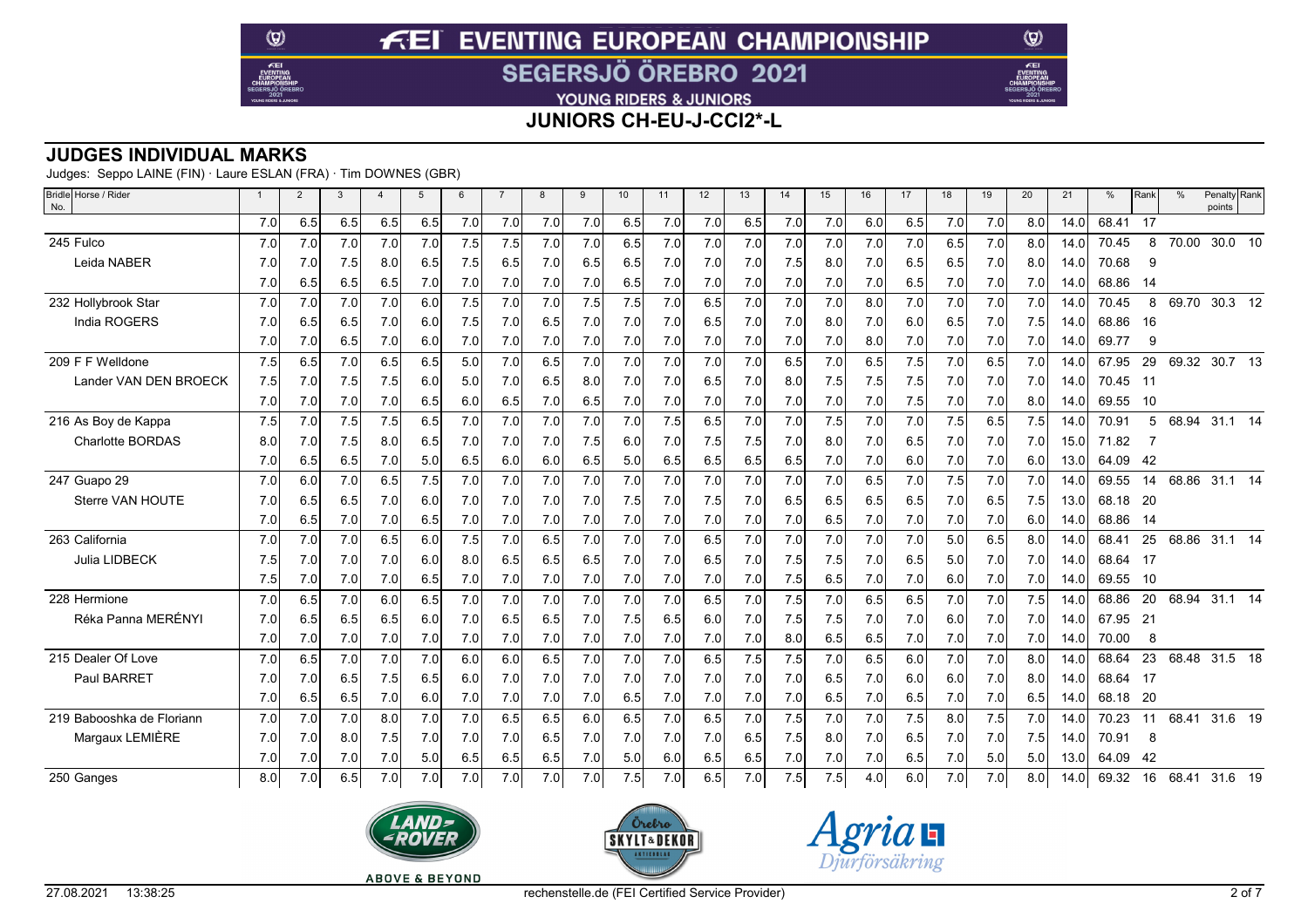# FEI EVENTING EUROPEAN CHAMPIONSHIP

## SEGERSJÖ ÖREBRO 2021

YOUNG RIDERS & JUNIORS

## JUNIORS CH-EU-J-CCI2*-L

## JUDGES INDIVIDUAL MARKS

Judges: Seppo LAINE (FIN) · Laure ESLAN (FRA) · Tim DOWNES (GBR)

| Bridle No. Horse / Rider | 1 | 2 | 3 | 4 | 5 | 6 | 7 | 8 | 9 | 10 | 11 | 12 | 13 | 14 | 15 | 16 | 17 | 18 | 19 | 20 | 21 | % | Rank | % | Penalty points | Rank |
|---|---|---|---|---|---|---|---|---|---|---|---|---|---|---|---|---|---|---|---|---|---|---|---|---|---|---|
| | 7.0 | 6.5 | 6.5 | 6.5 | 6.5 | 7.0 | 7.0 | 7.0 | 7.0 | 6.5 | 7.0 | 7.0 | 6.5 | 7.0 | 7.0 | 6.0 | 6.5 | 7.0 | 7.0 | 8.0 | 14.0 | 68.41 | 17 | | | |
| 245 Fulco | 7.0 | 7.0 | 7.0 | 7.0 | 7.0 | 7.5 | 7.5 | 7.0 | 7.0 | 6.5 | 7.0 | 7.0 | 7.0 | 7.0 | 7.0 | 7.0 | 7.0 | 6.5 | 7.0 | 8.0 | 14.0 | 70.45 | 8 | 70.00 | 30.0 | 10 |
| Leida NABER | 7.0 | 7.0 | 7.5 | 8.0 | 6.5 | 7.5 | 6.5 | 7.0 | 6.5 | 6.5 | 7.0 | 7.0 | 7.0 | 7.5 | 8.0 | 7.0 | 6.5 | 6.5 | 7.0 | 8.0 | 14.0 | 70.68 | 9 | | | |
| | 7.0 | 6.5 | 6.5 | 6.5 | 7.0 | 7.0 | 7.0 | 7.0 | 7.0 | 6.5 | 7.0 | 7.0 | 7.0 | 7.0 | 7.0 | 7.0 | 6.5 | 7.0 | 7.0 | 7.0 | 14.0 | 68.86 | 14 | | | |
| 232 Hollybrook Star | 7.0 | 7.0 | 7.0 | 7.0 | 6.0 | 7.5 | 7.0 | 7.0 | 7.5 | 7.5 | 7.0 | 6.5 | 7.0 | 7.0 | 7.0 | 8.0 | 7.0 | 7.0 | 7.0 | 7.0 | 14.0 | 70.45 | 8 | 69.70 | 30.3 | 12 |
| India ROGERS | 7.0 | 6.5 | 6.5 | 7.0 | 6.0 | 7.5 | 7.0 | 6.5 | 7.0 | 7.0 | 7.0 | 6.5 | 7.0 | 7.0 | 7.0 | 8.0 | 7.0 | 6.0 | 6.5 | 7.5 | 14.0 | 68.86 | 16 | | | |
| | 7.0 | 7.0 | 6.5 | 7.0 | 6.0 | 7.0 | 7.0 | 7.0 | 7.0 | 7.0 | 7.0 | 7.0 | 7.0 | 7.0 | 7.0 | 8.0 | 7.0 | 7.0 | 7.0 | 7.0 | 14.0 | 69.77 | 9 | | | |
| 209 F F Welldone | 7.5 | 6.5 | 7.0 | 6.5 | 6.5 | 5.0 | 7.0 | 6.5 | 7.0 | 7.0 | 7.0 | 7.0 | 7.0 | 6.5 | 7.0 | 6.5 | 7.5 | 7.0 | 6.5 | 7.0 | 14.0 | 67.95 | 29 | 69.32 | 30.7 | 13 |
| Lander VAN DEN BROECK | 7.5 | 7.0 | 7.5 | 7.5 | 6.0 | 5.0 | 7.0 | 6.5 | 8.0 | 7.0 | 7.0 | 6.5 | 7.0 | 8.0 | 7.5 | 7.5 | 7.5 | 7.0 | 7.0 | 7.0 | 14.0 | 70.45 | 11 | | | |
| | 7.0 | 7.0 | 7.0 | 7.0 | 6.5 | 6.0 | 6.5 | 7.0 | 6.5 | 7.0 | 7.0 | 7.0 | 7.0 | 7.0 | 7.0 | 7.0 | 7.5 | 7.0 | 7.0 | 8.0 | 14.0 | 69.55 | 10 | | | |
| 216 As Boy de Kappa | 7.5 | 7.0 | 7.5 | 7.5 | 6.5 | 7.0 | 7.0 | 7.0 | 7.0 | 7.0 | 7.5 | 6.5 | 7.0 | 7.0 | 7.5 | 7.0 | 7.0 | 7.5 | 6.5 | 7.5 | 14.0 | 70.91 | 5 | 68.94 | 31.1 | 14 |
| Charlotte BORDAS | 8.0 | 7.0 | 7.5 | 8.0 | 6.5 | 7.0 | 7.0 | 7.0 | 7.5 | 6.0 | 7.0 | 7.5 | 7.5 | 7.0 | 8.0 | 7.0 | 6.5 | 7.0 | 7.0 | 7.0 | 15.0 | 71.82 | 7 | | | |
| | 7.0 | 6.5 | 6.5 | 7.0 | 5.0 | 6.5 | 6.0 | 6.0 | 6.5 | 5.0 | 6.5 | 6.5 | 6.5 | 6.5 | 7.0 | 7.0 | 6.0 | 7.0 | 7.0 | 6.0 | 13.0 | 64.09 | 42 | | | |
| 247 Guapo 29 | 7.0 | 6.0 | 7.0 | 6.5 | 7.5 | 7.0 | 7.0 | 7.0 | 7.0 | 7.0 | 7.0 | 7.0 | 7.0 | 7.0 | 7.0 | 6.5 | 7.0 | 7.5 | 7.0 | 7.0 | 14.0 | 69.55 | 14 | 68.86 | 31.1 | 14 |
| Sterre VAN HOUTE | 7.0 | 6.5 | 6.5 | 7.0 | 6.0 | 7.0 | 7.0 | 7.0 | 7.0 | 7.5 | 7.0 | 7.5 | 7.0 | 6.5 | 6.5 | 6.5 | 6.5 | 7.0 | 6.5 | 7.5 | 13.0 | 68.18 | 20 | | | |
| | 7.0 | 6.5 | 7.0 | 7.0 | 6.5 | 7.0 | 7.0 | 7.0 | 7.0 | 7.0 | 7.0 | 7.0 | 7.0 | 7.0 | 6.5 | 7.0 | 7.0 | 7.0 | 7.0 | 6.0 | 14.0 | 68.86 | 14 | | | |
| 263 California | 7.0 | 7.0 | 7.0 | 6.5 | 6.0 | 7.5 | 7.0 | 6.5 | 7.0 | 7.0 | 7.0 | 6.5 | 7.0 | 7.0 | 7.0 | 7.0 | 7.0 | 5.0 | 6.5 | 8.0 | 14.0 | 68.41 | 25 | 68.86 | 31.1 | 14 |
| Julia LIDBECK | 7.5 | 7.0 | 7.0 | 7.0 | 6.0 | 8.0 | 6.5 | 6.5 | 6.5 | 7.0 | 7.0 | 6.5 | 7.0 | 7.5 | 7.5 | 7.0 | 6.5 | 5.0 | 7.0 | 7.0 | 14.0 | 68.64 | 17 | | | |
| | 7.5 | 7.0 | 7.0 | 7.0 | 6.5 | 7.0 | 7.0 | 7.0 | 7.0 | 7.0 | 7.0 | 7.0 | 7.0 | 7.5 | 6.5 | 7.0 | 7.0 | 6.0 | 7.0 | 7.0 | 14.0 | 69.55 | 10 | | | |
| 228 Hermione | 7.0 | 6.5 | 7.0 | 6.0 | 6.5 | 7.0 | 7.0 | 7.0 | 7.0 | 7.0 | 7.0 | 6.5 | 7.0 | 7.5 | 7.0 | 6.5 | 6.5 | 7.0 | 7.0 | 7.5 | 14.0 | 68.86 | 20 | 68.94 | 31.1 | 14 |
| Réka Panna MERÉNYI | 7.0 | 6.5 | 6.5 | 6.5 | 6.0 | 7.0 | 6.5 | 6.5 | 7.0 | 7.5 | 6.5 | 6.0 | 7.0 | 7.5 | 7.5 | 7.0 | 7.0 | 6.0 | 7.0 | 7.0 | 14.0 | 67.95 | 21 | | | |
| | 7.0 | 7.0 | 7.0 | 7.0 | 7.0 | 7.0 | 7.0 | 7.0 | 7.0 | 7.0 | 7.0 | 7.0 | 7.0 | 8.0 | 6.5 | 6.5 | 7.0 | 7.0 | 7.0 | 7.0 | 14.0 | 70.00 | 8 | | | |
| 215 Dealer Of Love | 7.0 | 6.5 | 7.0 | 7.0 | 7.0 | 6.0 | 6.0 | 6.5 | 7.0 | 7.0 | 7.0 | 6.5 | 7.5 | 7.5 | 7.0 | 6.5 | 6.0 | 7.0 | 7.0 | 8.0 | 14.0 | 68.64 | 23 | 68.48 | 31.5 | 18 |
| Paul BARRET | 7.0 | 7.0 | 6.5 | 7.5 | 6.5 | 6.0 | 7.0 | 7.0 | 7.0 | 7.0 | 7.0 | 7.0 | 7.0 | 7.0 | 6.5 | 7.0 | 6.0 | 6.0 | 7.0 | 8.0 | 14.0 | 68.64 | 17 | | | |
| | 7.0 | 6.5 | 6.5 | 7.0 | 6.0 | 7.0 | 7.0 | 7.0 | 7.0 | 6.5 | 7.0 | 7.0 | 7.0 | 7.0 | 6.5 | 7.0 | 6.5 | 7.0 | 7.0 | 6.5 | 14.0 | 68.18 | 20 | | | |
| 219 Babooshka de Floriann | 7.0 | 7.0 | 7.0 | 8.0 | 7.0 | 7.0 | 6.5 | 6.5 | 6.0 | 6.5 | 7.0 | 6.5 | 7.0 | 7.5 | 7.0 | 7.0 | 7.5 | 8.0 | 7.5 | 7.0 | 14.0 | 70.23 | 11 | 68.41 | 31.6 | 19 |
| Margaux LEMIÈRE | 7.0 | 7.0 | 8.0 | 7.5 | 7.0 | 7.0 | 7.0 | 6.5 | 7.0 | 7.0 | 7.0 | 7.0 | 6.5 | 7.5 | 8.0 | 7.0 | 6.5 | 7.0 | 7.0 | 7.5 | 14.0 | 70.91 | 8 | | | |
| | 7.0 | 7.0 | 7.0 | 7.0 | 5.0 | 6.5 | 6.5 | 6.5 | 7.0 | 5.0 | 6.0 | 6.5 | 6.5 | 7.0 | 7.0 | 7.0 | 6.5 | 7.0 | 5.0 | 5.0 | 13.0 | 64.09 | 42 | | | |
| 250 Ganges | 8.0 | 7.0 | 6.5 | 7.0 | 7.0 | 7.0 | 7.0 | 7.0 | 7.0 | 7.5 | 7.0 | 6.5 | 7.0 | 7.5 | 7.5 | 4.0 | 6.0 | 7.0 | 7.0 | 8.0 | 14.0 | 69.32 | 16 | 68.41 | 31.6 | 19 |

27.08.2021 13:38:25 rechenstelle.de (FEI Certified Service Provider)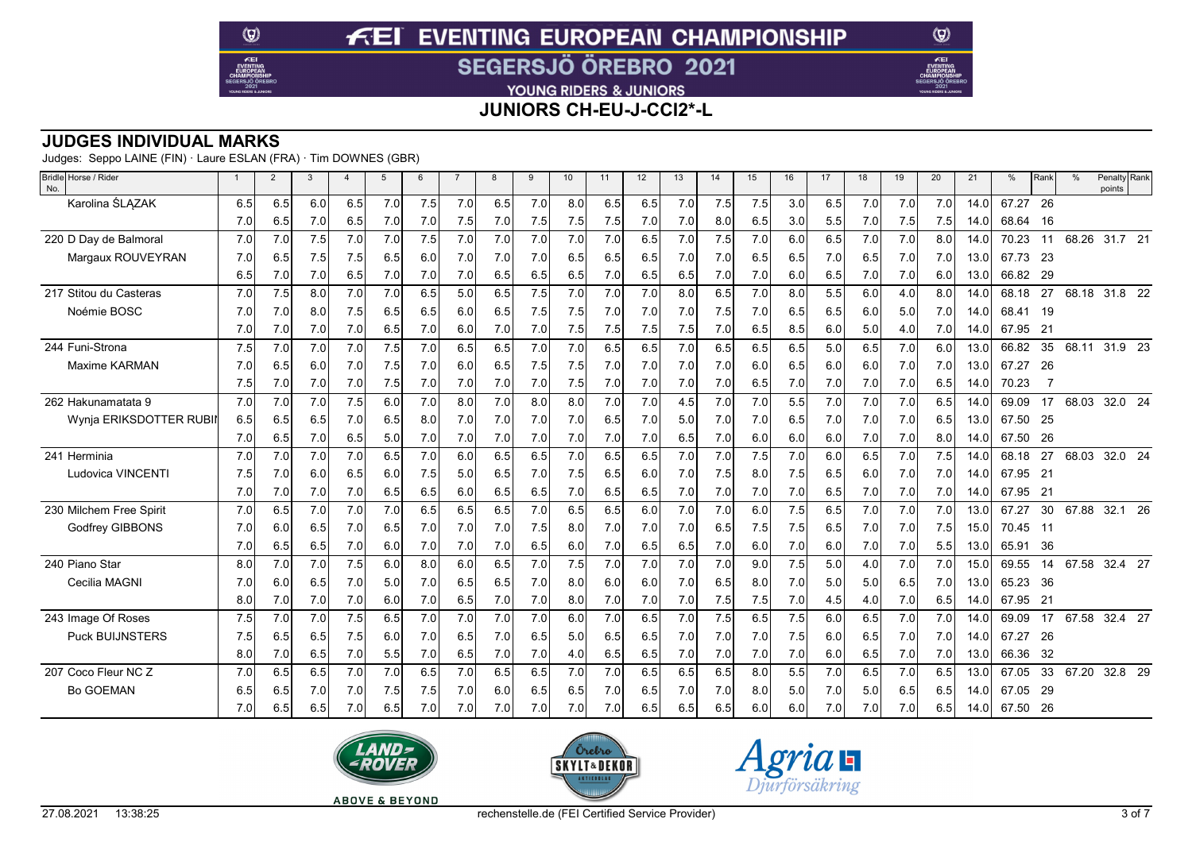# FEI EVENTING EUROPEAN CHAMPIONSHIP

## SEGERSJÖ ÖREBRO 2021

YOUNG RIDERS & JUNIORS

## JUNIORS CH-EU-J-CCI2*-L

### JUDGES INDIVIDUAL MARKS

Judges: Seppo LAINE (FIN) · Laure ESLAN (FRA) · Tim DOWNES (GBR)

| Bridle No. | Horse / Rider | 1 | 2 | 3 | 4 | 5 | 6 | 7 | 8 | 9 | 10 | 11 | 12 | 13 | 14 | 15 | 16 | 17 | 18 | 19 | 20 | 21 | % | Rank | % | Penalty points | Rank |
|---|---|---|---|---|---|---|---|---|---|---|---|---|---|---|---|---|---|---|---|---|---|---|---|---|---|---|---|
| | Karolina ŚLĄZAK | 6.5 | 6.5 | 6.0 | 6.5 | 7.0 | 7.5 | 7.0 | 6.5 | 7.0 | 8.0 | 6.5 | 6.5 | 7.0 | 7.5 | 7.5 | 3.0 | 6.5 | 7.0 | 7.0 | 7.0 | 14.0 | 67.27 | 26 | | | |
| | | 7.0 | 6.5 | 7.0 | 6.5 | 7.0 | 7.0 | 7.5 | 7.0 | 7.5 | 7.5 | 7.5 | 7.0 | 7.0 | 8.0 | 6.5 | 3.0 | 5.5 | 7.0 | 7.5 | 7.5 | 14.0 | 68.64 | 16 | | | |
| 220 | D Day de Balmoral | 7.0 | 7.0 | 7.5 | 7.0 | 7.0 | 7.5 | 7.0 | 7.0 | 7.0 | 7.0 | 7.0 | 6.5 | 7.0 | 7.5 | 7.0 | 6.0 | 6.5 | 7.0 | 7.0 | 8.0 | 14.0 | 70.23 | 11 | 68.26 | 31.7 | 21 |
| | Margaux ROUVEYRAN | 7.0 | 6.5 | 7.5 | 7.5 | 6.5 | 6.0 | 7.0 | 7.0 | 7.0 | 6.5 | 6.5 | 6.5 | 7.0 | 7.0 | 6.5 | 6.5 | 7.0 | 6.5 | 7.0 | 7.0 | 13.0 | 67.73 | 23 | | | |
| | | 6.5 | 7.0 | 7.0 | 6.5 | 7.0 | 7.0 | 7.0 | 6.5 | 6.5 | 6.5 | 7.0 | 6.5 | 6.5 | 7.0 | 7.0 | 6.0 | 6.5 | 7.0 | 7.0 | 6.0 | 13.0 | 66.82 | 29 | | | |
| 217 | Stitou du Casteras | 7.0 | 7.5 | 8.0 | 7.0 | 7.0 | 6.5 | 5.0 | 6.5 | 7.5 | 7.0 | 7.0 | 7.0 | 8.0 | 6.5 | 7.0 | 8.0 | 5.5 | 6.0 | 4.0 | 8.0 | 14.0 | 68.18 | 27 | 68.18 | 31.8 | 22 |
| | Noémie BOSC | 7.0 | 7.0 | 8.0 | 7.5 | 6.5 | 6.5 | 6.0 | 6.5 | 7.5 | 7.5 | 7.0 | 7.0 | 7.0 | 7.5 | 7.0 | 6.5 | 6.5 | 6.0 | 5.0 | 7.0 | 14.0 | 68.41 | 19 | | | |
| | | 7.0 | 7.0 | 7.0 | 7.0 | 6.5 | 7.0 | 6.0 | 7.0 | 7.0 | 7.5 | 7.5 | 7.5 | 7.5 | 7.0 | 6.5 | 8.5 | 6.0 | 5.0 | 4.0 | 7.0 | 14.0 | 67.95 | 21 | | | |
| 244 | Funi-Strona | 7.5 | 7.0 | 7.0 | 7.0 | 7.5 | 7.0 | 6.5 | 6.5 | 7.0 | 7.0 | 6.5 | 6.5 | 7.0 | 6.5 | 6.5 | 6.5 | 5.0 | 6.5 | 7.0 | 6.0 | 13.0 | 66.82 | 35 | 68.11 | 31.9 | 23 |
| | Maxime KARMAN | 7.0 | 6.5 | 6.0 | 7.0 | 7.5 | 7.0 | 6.0 | 6.5 | 7.5 | 7.5 | 7.0 | 7.0 | 7.0 | 7.0 | 6.0 | 6.5 | 6.0 | 6.0 | 7.0 | 7.0 | 13.0 | 67.27 | 26 | | | |
| | | 7.5 | 7.0 | 7.0 | 7.0 | 7.5 | 7.0 | 7.0 | 7.0 | 7.0 | 7.5 | 7.0 | 7.0 | 7.0 | 7.0 | 6.5 | 7.0 | 7.0 | 7.0 | 7.0 | 6.5 | 14.0 | 70.23 | 7 | | | |
| 262 | Hakunamatata 9 | 7.0 | 7.0 | 7.0 | 7.5 | 6.0 | 7.0 | 8.0 | 7.0 | 8.0 | 8.0 | 7.0 | 7.0 | 4.5 | 7.0 | 7.0 | 5.5 | 7.0 | 7.0 | 7.0 | 6.5 | 14.0 | 69.09 | 17 | 68.03 | 32.0 | 24 |
| | Wynja ERIKSDOTTER RUBIN | 6.5 | 6.5 | 6.5 | 7.0 | 6.5 | 8.0 | 7.0 | 7.0 | 7.0 | 7.0 | 6.5 | 7.0 | 5.0 | 7.0 | 7.0 | 6.5 | 7.0 | 7.0 | 7.0 | 6.5 | 13.0 | 67.50 | 25 | | | |
| | | 7.0 | 6.5 | 7.0 | 6.5 | 5.0 | 7.0 | 7.0 | 7.0 | 7.0 | 7.0 | 7.0 | 7.0 | 6.5 | 7.0 | 6.0 | 6.0 | 6.0 | 7.0 | 7.0 | 8.0 | 14.0 | 67.50 | 26 | | | |
| 241 | Herminia | 7.0 | 7.0 | 7.0 | 7.0 | 6.5 | 7.0 | 6.0 | 6.5 | 6.5 | 7.0 | 6.5 | 6.5 | 7.0 | 7.0 | 7.5 | 7.0 | 6.0 | 6.5 | 7.0 | 7.5 | 14.0 | 68.18 | 27 | 68.03 | 32.0 | 24 |
| | Ludovica VINCENTI | 7.5 | 7.0 | 6.0 | 6.5 | 6.0 | 7.5 | 5.0 | 6.5 | 7.0 | 7.5 | 6.5 | 6.0 | 7.0 | 7.5 | 8.0 | 7.5 | 6.5 | 6.0 | 7.0 | 7.0 | 14.0 | 67.95 | 21 | | | |
| | | 7.0 | 7.0 | 7.0 | 7.0 | 6.5 | 6.5 | 6.0 | 6.5 | 6.5 | 7.0 | 6.5 | 6.5 | 7.0 | 7.0 | 7.0 | 7.0 | 6.5 | 7.0 | 7.0 | 7.0 | 14.0 | 67.95 | 21 | | | |
| 230 | Milchem Free Spirit | 7.0 | 6.5 | 7.0 | 7.0 | 7.0 | 6.5 | 6.5 | 6.5 | 7.0 | 6.5 | 6.5 | 6.0 | 7.0 | 7.0 | 6.0 | 7.5 | 6.5 | 7.0 | 7.0 | 7.0 | 13.0 | 67.27 | 30 | 67.88 | 32.1 | 26 |
| | Godfrey GIBBONS | 7.0 | 6.0 | 6.5 | 7.0 | 6.5 | 7.0 | 7.0 | 7.0 | 7.5 | 8.0 | 7.0 | 7.0 | 7.0 | 6.5 | 7.5 | 7.5 | 6.5 | 7.0 | 7.0 | 7.5 | 15.0 | 70.45 | 11 | | | |
| | | 7.0 | 6.5 | 6.5 | 7.0 | 6.0 | 7.0 | 7.0 | 7.0 | 6.5 | 6.0 | 7.0 | 6.5 | 6.5 | 7.0 | 6.0 | 7.0 | 6.0 | 7.0 | 7.0 | 5.5 | 13.0 | 65.91 | 36 | | | |
| 240 | Piano Star | 8.0 | 7.0 | 7.0 | 7.5 | 6.0 | 8.0 | 6.0 | 6.5 | 7.0 | 7.5 | 7.0 | 7.0 | 7.0 | 7.0 | 9.0 | 7.5 | 5.0 | 4.0 | 7.0 | 7.0 | 15.0 | 69.55 | 14 | 67.58 | 32.4 | 27 |
| | Cecilia MAGNI | 7.0 | 6.0 | 6.5 | 7.0 | 5.0 | 7.0 | 6.5 | 6.5 | 7.0 | 8.0 | 6.0 | 6.0 | 7.0 | 6.5 | 8.0 | 7.0 | 5.0 | 5.0 | 6.5 | 7.0 | 13.0 | 65.23 | 36 | | | |
| | | 8.0 | 7.0 | 7.0 | 7.0 | 6.0 | 7.0 | 6.5 | 7.0 | 7.0 | 8.0 | 7.0 | 7.0 | 7.0 | 7.5 | 7.5 | 7.0 | 4.5 | 4.0 | 7.0 | 6.5 | 14.0 | 67.95 | 21 | | | |
| 243 | Image Of Roses | 7.5 | 7.0 | 7.0 | 7.5 | 6.5 | 7.0 | 7.0 | 7.0 | 7.0 | 6.0 | 7.0 | 6.5 | 7.0 | 7.5 | 6.5 | 7.5 | 6.0 | 6.5 | 7.0 | 7.0 | 14.0 | 69.09 | 17 | 67.58 | 32.4 | 27 |
| | Puck BUIJNSTERS | 7.5 | 6.5 | 6.5 | 7.5 | 6.0 | 7.0 | 6.5 | 7.0 | 6.5 | 5.0 | 6.5 | 6.5 | 7.0 | 7.0 | 7.0 | 7.5 | 6.0 | 6.5 | 7.0 | 7.0 | 14.0 | 67.27 | 26 | | | |
| | | 8.0 | 7.0 | 6.5 | 7.0 | 5.5 | 7.0 | 6.5 | 7.0 | 7.0 | 4.0 | 6.5 | 6.5 | 7.0 | 7.0 | 7.0 | 7.0 | 6.0 | 6.5 | 7.0 | 7.0 | 13.0 | 66.36 | 32 | | | |
| 207 | Coco Fleur NC Z | 7.0 | 6.5 | 6.5 | 7.0 | 7.0 | 6.5 | 7.0 | 6.5 | 6.5 | 7.0 | 7.0 | 6.5 | 6.5 | 6.5 | 8.0 | 5.5 | 7.0 | 6.5 | 7.0 | 6.5 | 13.0 | 67.05 | 33 | 67.20 | 32.8 | 29 |
| | Bo GOEMAN | 6.5 | 6.5 | 7.0 | 7.0 | 7.5 | 7.5 | 7.0 | 6.0 | 6.5 | 6.5 | 7.0 | 6.5 | 7.0 | 7.0 | 8.0 | 5.0 | 7.0 | 5.0 | 6.5 | 6.5 | 14.0 | 67.05 | 29 | | | |
| | | 7.0 | 6.5 | 6.5 | 7.0 | 6.5 | 7.0 | 7.0 | 7.0 | 7.0 | 7.0 | 7.0 | 6.5 | 6.5 | 6.5 | 6.0 | 6.0 | 7.0 | 7.0 | 7.0 | 6.5 | 14.0 | 67.50 | 26 | | | |

27.08.2021 13:38:25 — rechenstelle.de (FEI Certified Service Provider)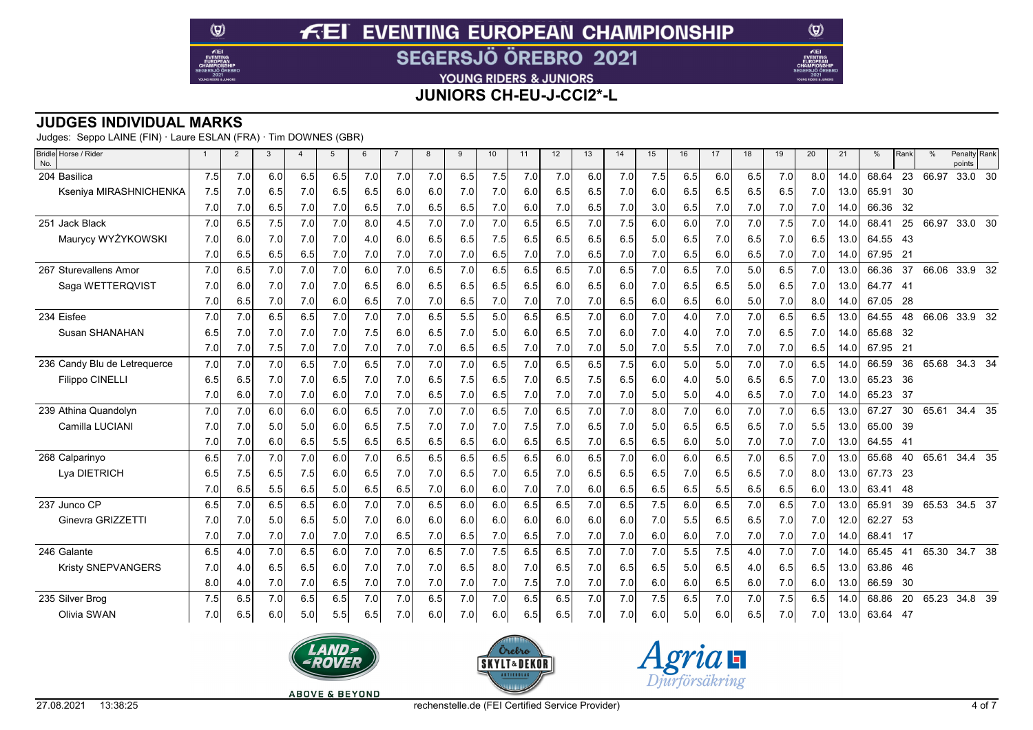# FEI EVENTING EUROPEAN CHAMPIONSHIP

## SEGERSJÖ ÖREBRO 2021

YOUNG RIDERS & JUNIORS

## JUNIORS CH-EU-J-CCI2*-L

## JUDGES INDIVIDUAL MARKS

Judges: Seppo LAINE (FIN) · Laure ESLAN (FRA) · Tim DOWNES (GBR)

| Bridle No. | Horse / Rider | 1 | 2 | 3 | 4 | 5 | 6 | 7 | 8 | 9 | 10 | 11 | 12 | 13 | 14 | 15 | 16 | 17 | 18 | 19 | 20 | 21 | % | Rank | % | Penalty points | Rank |
|---|---|---|---|---|---|---|---|---|---|---|---|---|---|---|---|---|---|---|---|---|---|---|---|---|---|---|---|
| 204 | Basilica | 7.5 | 7.0 | 6.0 | 6.5 | 6.5 | 7.0 | 7.0 | 7.0 | 6.5 | 7.5 | 7.0 | 7.0 | 6.0 | 7.0 | 7.5 | 6.5 | 6.0 | 6.5 | 7.0 | 8.0 | 14.0 | 68.64 | 23 | 66.97 | 33.0 | 30 |
| | Kseniya MIRASHNICHENKA | 7.5 | 7.0 | 6.5 | 7.0 | 6.5 | 6.5 | 6.0 | 6.0 | 7.0 | 7.0 | 6.0 | 6.5 | 6.5 | 7.0 | 6.0 | 6.5 | 6.5 | 6.5 | 6.5 | 7.0 | 13.0 | 65.91 | 30 | | | |
| | | 7.0 | 7.0 | 6.5 | 7.0 | 7.0 | 6.5 | 7.0 | 6.5 | 6.5 | 7.0 | 6.0 | 7.0 | 6.5 | 7.0 | 3.0 | 6.5 | 7.0 | 7.0 | 7.0 | 7.0 | 14.0 | 66.36 | 32 | | | |
| 251 | Jack Black | 7.0 | 6.5 | 7.5 | 7.0 | 7.0 | 8.0 | 4.5 | 7.0 | 7.0 | 7.0 | 6.5 | 6.5 | 7.0 | 7.5 | 6.0 | 6.0 | 7.0 | 7.0 | 7.5 | 7.0 | 14.0 | 68.41 | 25 | 66.97 | 33.0 | 30 |
| | Maurycy WYŻYKOWSKI | 7.0 | 6.0 | 7.0 | 7.0 | 7.0 | 4.0 | 6.0 | 6.5 | 6.5 | 7.5 | 6.5 | 6.5 | 6.5 | 6.5 | 5.0 | 6.5 | 7.0 | 6.5 | 7.0 | 6.5 | 13.0 | 64.55 | 43 | | | |
| | | 7.0 | 6.5 | 6.5 | 6.5 | 7.0 | 7.0 | 7.0 | 7.0 | 7.0 | 6.5 | 7.0 | 7.0 | 6.5 | 7.0 | 7.0 | 6.5 | 6.0 | 6.5 | 7.0 | 7.0 | 14.0 | 67.95 | 21 | | | |
| 267 | Sturevallens Amor | 7.0 | 6.5 | 7.0 | 7.0 | 7.0 | 6.0 | 7.0 | 6.5 | 7.0 | 6.5 | 6.5 | 6.5 | 7.0 | 6.5 | 7.0 | 6.5 | 7.0 | 5.0 | 6.5 | 7.0 | 13.0 | 66.36 | 37 | 66.06 | 33.9 | 32 |
| | Saga WETTERQVIST | 7.0 | 6.0 | 7.0 | 7.0 | 7.0 | 6.5 | 6.0 | 6.5 | 6.5 | 6.5 | 6.5 | 6.0 | 6.5 | 6.0 | 7.0 | 6.5 | 6.5 | 5.0 | 6.5 | 7.0 | 13.0 | 64.77 | 41 | | | |
| | | 7.0 | 6.5 | 7.0 | 7.0 | 6.0 | 6.5 | 7.0 | 7.0 | 6.5 | 7.0 | 7.0 | 7.0 | 7.0 | 6.5 | 6.0 | 6.5 | 6.0 | 5.0 | 7.0 | 8.0 | 14.0 | 67.05 | 28 | | | |
| 234 | Eisfee | 7.0 | 7.0 | 6.5 | 6.5 | 7.0 | 7.0 | 7.0 | 6.5 | 5.5 | 5.0 | 6.5 | 6.5 | 7.0 | 6.0 | 7.0 | 4.0 | 7.0 | 7.0 | 6.5 | 6.5 | 13.0 | 64.55 | 48 | 66.06 | 33.9 | 32 |
| | Susan SHANAHAN | 6.5 | 7.0 | 7.0 | 7.0 | 7.0 | 7.5 | 6.0 | 6.5 | 7.0 | 5.0 | 6.0 | 6.5 | 7.0 | 6.0 | 7.0 | 4.0 | 7.0 | 7.0 | 6.5 | 7.0 | 14.0 | 65.68 | 32 | | | |
| | | 7.0 | 7.0 | 7.5 | 7.0 | 7.0 | 7.0 | 7.0 | 7.0 | 6.5 | 6.5 | 7.0 | 7.0 | 7.0 | 5.0 | 7.0 | 5.5 | 7.0 | 7.0 | 7.0 | 6.5 | 14.0 | 67.95 | 21 | | | |
| 236 | Candy Blu de Letrequerce | 7.0 | 7.0 | 7.0 | 6.5 | 7.0 | 6.5 | 7.0 | 7.0 | 7.0 | 6.5 | 7.0 | 6.5 | 6.5 | 7.5 | 6.0 | 5.0 | 5.0 | 7.0 | 7.0 | 6.5 | 14.0 | 66.59 | 36 | 65.68 | 34.3 | 34 |
| | Filippo CINELLI | 6.5 | 6.5 | 7.0 | 7.0 | 6.5 | 7.0 | 7.0 | 6.5 | 7.5 | 6.5 | 7.0 | 6.5 | 7.5 | 6.5 | 6.0 | 4.0 | 5.0 | 6.5 | 6.5 | 7.0 | 13.0 | 65.23 | 36 | | | |
| | | 7.0 | 6.0 | 7.0 | 7.0 | 6.0 | 7.0 | 7.0 | 6.5 | 7.0 | 6.5 | 7.0 | 7.0 | 7.0 | 7.0 | 5.0 | 5.0 | 4.0 | 6.5 | 7.0 | 7.0 | 14.0 | 65.23 | 37 | | | |
| 239 | Athina Quandolyn | 7.0 | 7.0 | 6.0 | 6.0 | 6.0 | 6.5 | 7.0 | 7.0 | 7.0 | 6.5 | 7.0 | 6.5 | 7.0 | 7.0 | 8.0 | 7.0 | 6.0 | 7.0 | 7.0 | 6.5 | 13.0 | 67.27 | 30 | 65.61 | 34.4 | 35 |
| | Camilla LUCIANI | 7.0 | 7.0 | 5.0 | 5.0 | 6.0 | 6.5 | 7.5 | 7.0 | 7.0 | 7.0 | 7.5 | 7.0 | 6.5 | 7.0 | 5.0 | 6.5 | 6.5 | 6.5 | 7.0 | 5.5 | 13.0 | 65.00 | 39 | | | |
| | | 7.0 | 7.0 | 6.0 | 6.5 | 5.5 | 6.5 | 6.5 | 6.5 | 6.5 | 6.0 | 6.5 | 6.5 | 7.0 | 6.5 | 6.5 | 6.0 | 5.0 | 7.0 | 7.0 | 7.0 | 13.0 | 64.55 | 41 | | | |
| 268 | Calparinyo | 6.5 | 7.0 | 7.0 | 7.0 | 6.0 | 7.0 | 6.5 | 6.5 | 6.5 | 6.5 | 6.5 | 6.0 | 6.5 | 7.0 | 6.0 | 6.0 | 6.5 | 7.0 | 6.5 | 7.0 | 13.0 | 65.68 | 40 | 65.61 | 34.4 | 35 |
| | Lya DIETRICH | 6.5 | 7.5 | 6.5 | 7.5 | 6.0 | 6.5 | 7.0 | 7.0 | 6.5 | 7.0 | 6.5 | 7.0 | 6.5 | 6.5 | 6.5 | 7.0 | 6.5 | 6.5 | 7.0 | 8.0 | 13.0 | 67.73 | 23 | | | |
| | | 7.0 | 6.5 | 5.5 | 6.5 | 5.0 | 6.5 | 6.5 | 7.0 | 6.0 | 6.0 | 7.0 | 7.0 | 6.0 | 6.5 | 6.5 | 6.5 | 5.5 | 6.5 | 6.5 | 6.0 | 13.0 | 63.41 | 48 | | | |
| 237 | Junco CP | 6.5 | 7.0 | 6.5 | 6.5 | 6.0 | 7.0 | 7.0 | 6.5 | 6.0 | 6.0 | 6.5 | 6.5 | 7.0 | 6.5 | 7.5 | 6.0 | 6.5 | 7.0 | 6.5 | 7.0 | 13.0 | 65.91 | 39 | 65.53 | 34.5 | 37 |
| | Ginevra GRIZZETTI | 7.0 | 7.0 | 5.0 | 6.5 | 5.0 | 7.0 | 6.0 | 6.0 | 6.0 | 6.0 | 6.0 | 6.0 | 6.0 | 6.0 | 7.0 | 5.5 | 6.5 | 6.5 | 7.0 | 7.0 | 12.0 | 62.27 | 53 | | | |
| | | 7.0 | 7.0 | 7.0 | 7.0 | 7.0 | 7.0 | 6.5 | 7.0 | 6.5 | 7.0 | 6.5 | 7.0 | 7.0 | 7.0 | 6.0 | 6.0 | 7.0 | 7.0 | 7.0 | 7.0 | 14.0 | 68.41 | 17 | | | |
| 246 | Galante | 6.5 | 4.0 | 7.0 | 6.5 | 6.0 | 7.0 | 7.0 | 6.5 | 7.0 | 7.5 | 6.5 | 6.5 | 7.0 | 7.0 | 7.0 | 5.5 | 7.5 | 4.0 | 7.0 | 7.0 | 14.0 | 65.45 | 41 | 65.30 | 34.7 | 38 |
| | Kristy SNEPVANGERS | 7.0 | 4.0 | 6.5 | 6.5 | 6.0 | 7.0 | 7.0 | 7.0 | 6.5 | 8.0 | 7.0 | 6.5 | 7.0 | 6.5 | 6.5 | 5.0 | 6.5 | 4.0 | 6.5 | 6.5 | 13.0 | 63.86 | 46 | | | |
| | | 8.0 | 4.0 | 7.0 | 7.0 | 6.5 | 7.0 | 7.0 | 7.0 | 7.0 | 7.0 | 7.5 | 7.0 | 7.0 | 7.0 | 6.0 | 6.0 | 6.5 | 6.0 | 7.0 | 6.0 | 13.0 | 66.59 | 30 | | | |
| 235 | Silver Brog | 7.5 | 6.5 | 7.0 | 6.5 | 6.5 | 7.0 | 7.0 | 6.5 | 7.0 | 7.0 | 6.5 | 6.5 | 7.0 | 7.0 | 7.5 | 6.5 | 7.0 | 7.0 | 7.5 | 6.5 | 14.0 | 68.86 | 20 | 65.23 | 34.8 | 39 |
| | Olivia SWAN | 7.0 | 6.5 | 6.0 | 5.0 | 5.5 | 6.5 | 7.0 | 6.0 | 7.0 | 6.0 | 6.5 | 6.5 | 7.0 | 7.0 | 6.0 | 5.0 | 6.0 | 6.5 | 7.0 | 7.0 | 13.0 | 63.64 | 47 | | | |

27.08.2021 13:38:25 rechenstelle.de (FEI Certified Service Provider)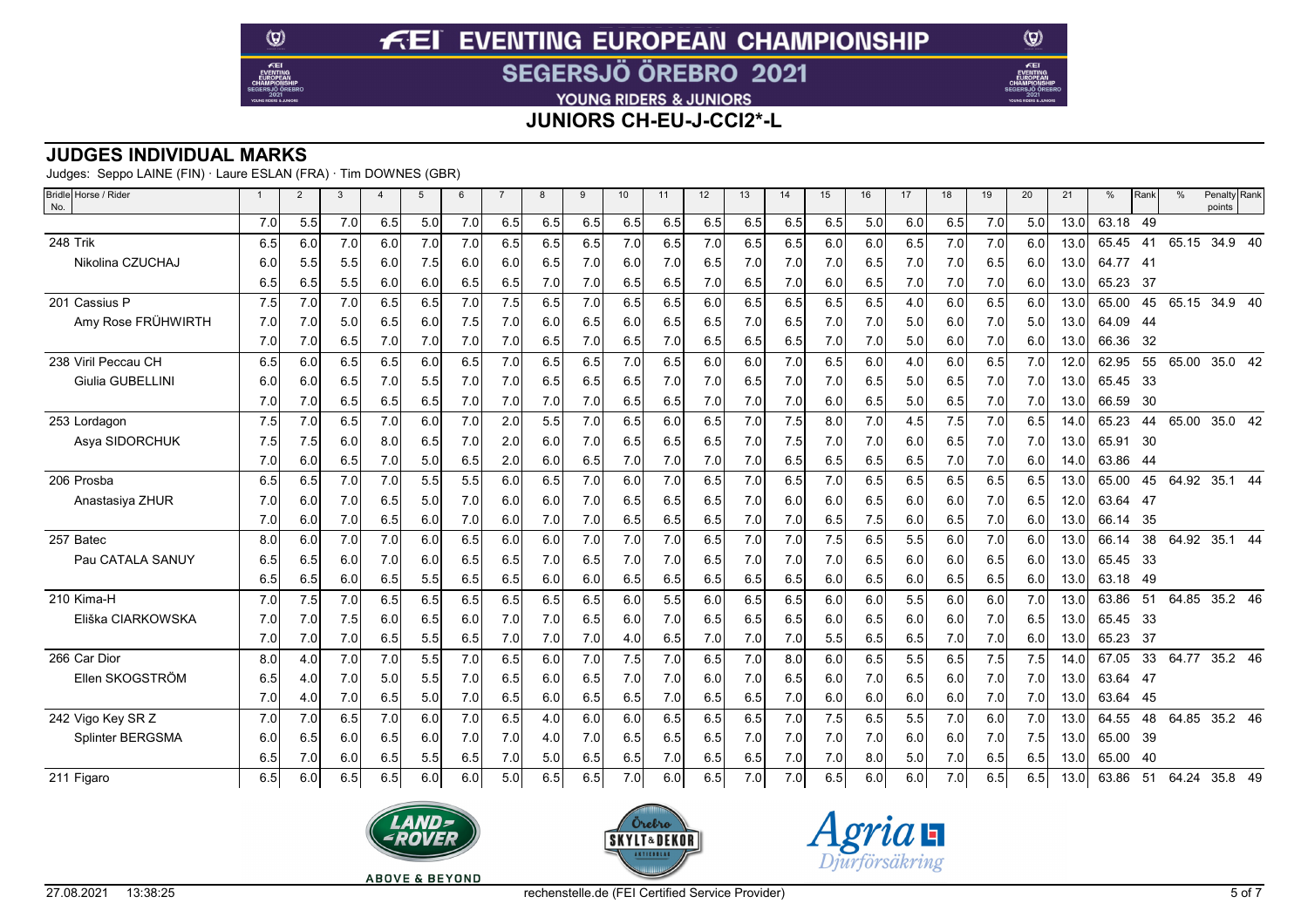# FEI EVENTING EUROPEAN CHAMPIONSHIP

## SEGERSJÖ ÖREBRO 2021

YOUNG RIDERS & JUNIORS

## JUNIORS CH-EU-J-CCI2*-L

### JUDGES INDIVIDUAL MARKS

Judges: Seppo LAINE (FIN) · Laure ESLAN (FRA) · Tim DOWNES (GBR)

| Bridle No. | Horse / Rider | 1 | 2 | 3 | 4 | 5 | 6 | 7 | 8 | 9 | 10 | 11 | 12 | 13 | 14 | 15 | 16 | 17 | 18 | 19 | 20 | 21 | % | Rank | % | Penalty points | Rank |
|---|---|---|---|---|---|---|---|---|---|---|---|---|---|---|---|---|---|---|---|---|---|---|---|---|---|---|---|
| | | 7.0 | 5.5 | 7.0 | 6.5 | 5.0 | 7.0 | 6.5 | 6.5 | 6.5 | 6.5 | 6.5 | 6.5 | 6.5 | 6.5 | 6.5 | 5.0 | 6.0 | 6.5 | 7.0 | 5.0 | 13.0 | 63.18 | 49 | | | |
| 248 | Trik | 6.5 | 6.0 | 7.0 | 6.0 | 7.0 | 7.0 | 6.5 | 6.5 | 6.5 | 7.0 | 6.5 | 7.0 | 6.5 | 6.5 | 6.0 | 6.0 | 6.5 | 7.0 | 7.0 | 6.0 | 13.0 | 65.45 | 41 | 65.15 | 34.9 | 40 |
| | Nikolina CZUCHAJ | 6.0 | 5.5 | 5.5 | 6.0 | 7.5 | 6.0 | 6.0 | 6.5 | 7.0 | 6.0 | 7.0 | 6.5 | 7.0 | 7.0 | 7.0 | 6.5 | 7.0 | 7.0 | 6.5 | 6.0 | 13.0 | 64.77 | 41 | | | |
| | | 6.5 | 6.5 | 5.5 | 6.0 | 6.0 | 6.5 | 6.5 | 7.0 | 7.0 | 6.5 | 6.5 | 7.0 | 6.5 | 7.0 | 6.0 | 6.5 | 7.0 | 7.0 | 7.0 | 6.0 | 13.0 | 65.23 | 37 | | | |
| 201 | Cassius P | 7.5 | 7.0 | 7.0 | 6.5 | 6.5 | 7.0 | 7.5 | 6.5 | 7.0 | 6.5 | 6.5 | 6.0 | 6.5 | 6.5 | 6.5 | 6.5 | 4.0 | 6.0 | 6.5 | 6.0 | 13.0 | 65.00 | 45 | 65.15 | 34.9 | 40 |
| | Amy Rose FRÜHWIRTH | 7.0 | 7.0 | 5.0 | 6.5 | 6.0 | 7.5 | 7.0 | 6.0 | 6.5 | 6.0 | 6.5 | 6.5 | 7.0 | 6.5 | 7.0 | 7.0 | 5.0 | 6.0 | 7.0 | 5.0 | 13.0 | 64.09 | 44 | | | |
| | | 7.0 | 7.0 | 6.5 | 7.0 | 7.0 | 7.0 | 7.0 | 6.5 | 7.0 | 6.5 | 7.0 | 6.5 | 6.5 | 6.5 | 7.0 | 7.0 | 5.0 | 6.0 | 7.0 | 6.0 | 13.0 | 66.36 | 32 | | | |
| 238 | Viril Peccau CH | 6.5 | 6.0 | 6.5 | 6.5 | 6.0 | 6.5 | 7.0 | 6.5 | 6.5 | 7.0 | 6.5 | 6.0 | 6.0 | 7.0 | 6.5 | 6.0 | 4.0 | 6.0 | 6.5 | 7.0 | 12.0 | 62.95 | 55 | 65.00 | 35.0 | 42 |
| | Giulia GUBELLINI | 6.0 | 6.0 | 6.5 | 7.0 | 5.5 | 7.0 | 7.0 | 6.5 | 6.5 | 6.5 | 7.0 | 7.0 | 6.5 | 7.0 | 7.0 | 6.5 | 5.0 | 6.5 | 7.0 | 7.0 | 13.0 | 65.45 | 33 | | | |
| | | 7.0 | 7.0 | 6.5 | 6.5 | 6.5 | 7.0 | 7.0 | 7.0 | 7.0 | 6.5 | 6.5 | 7.0 | 7.0 | 7.0 | 6.0 | 6.5 | 5.0 | 6.5 | 7.0 | 7.0 | 13.0 | 66.59 | 30 | | | |
| 253 | Lordagon | 7.5 | 7.0 | 6.5 | 7.0 | 6.0 | 7.0 | 2.0 | 5.5 | 7.0 | 6.5 | 6.0 | 6.5 | 7.0 | 7.5 | 8.0 | 7.0 | 4.5 | 7.5 | 7.0 | 6.5 | 14.0 | 65.23 | 44 | 65.00 | 35.0 | 42 |
| | Asya SIDORCHUK | 7.5 | 7.5 | 6.0 | 8.0 | 6.5 | 7.0 | 2.0 | 6.0 | 7.0 | 6.5 | 6.5 | 6.5 | 7.0 | 7.5 | 7.0 | 7.0 | 6.0 | 6.5 | 7.0 | 7.0 | 13.0 | 65.91 | 30 | | | |
| | | 7.0 | 6.0 | 6.5 | 7.0 | 5.0 | 6.5 | 2.0 | 6.0 | 6.5 | 7.0 | 7.0 | 7.0 | 7.0 | 6.5 | 6.5 | 6.5 | 6.5 | 7.0 | 7.0 | 6.0 | 14.0 | 63.86 | 44 | | | |
| 206 | Prosba | 6.5 | 6.5 | 7.0 | 7.0 | 5.5 | 5.5 | 6.0 | 6.5 | 7.0 | 6.0 | 7.0 | 6.5 | 7.0 | 6.5 | 7.0 | 6.5 | 6.5 | 6.5 | 6.5 | 6.5 | 13.0 | 65.00 | 45 | 64.92 | 35.1 | 44 |
| | Anastasiya ZHUR | 7.0 | 6.0 | 7.0 | 6.5 | 5.0 | 7.0 | 6.0 | 6.0 | 7.0 | 6.5 | 6.5 | 6.5 | 7.0 | 6.0 | 6.0 | 6.5 | 6.0 | 6.0 | 7.0 | 6.5 | 12.0 | 63.64 | 47 | | | |
| | | 7.0 | 6.0 | 7.0 | 6.5 | 6.0 | 7.0 | 6.0 | 7.0 | 7.0 | 6.5 | 6.5 | 6.5 | 7.0 | 7.0 | 6.5 | 7.5 | 6.0 | 6.5 | 7.0 | 6.0 | 13.0 | 66.14 | 35 | | | |
| 257 | Batec | 8.0 | 6.0 | 7.0 | 7.0 | 6.0 | 6.5 | 6.0 | 6.0 | 7.0 | 7.0 | 7.0 | 6.5 | 7.0 | 7.0 | 7.5 | 6.5 | 5.5 | 6.0 | 7.0 | 6.0 | 13.0 | 66.14 | 38 | 64.92 | 35.1 | 44 |
| | Pau CATALA SANUY | 6.5 | 6.5 | 6.0 | 7.0 | 6.0 | 6.5 | 6.5 | 7.0 | 6.5 | 7.0 | 7.0 | 6.5 | 7.0 | 7.0 | 7.0 | 6.5 | 6.0 | 6.0 | 6.5 | 6.0 | 13.0 | 65.45 | 33 | | | |
| | | 6.5 | 6.5 | 6.0 | 6.5 | 5.5 | 6.5 | 6.5 | 6.0 | 6.0 | 6.5 | 6.5 | 6.5 | 6.5 | 6.5 | 6.0 | 6.5 | 6.0 | 6.5 | 6.5 | 6.0 | 13.0 | 63.18 | 49 | | | |
| 210 | Kima-H | 7.0 | 7.5 | 7.0 | 6.5 | 6.5 | 6.5 | 6.5 | 6.5 | 6.5 | 6.0 | 5.5 | 6.0 | 6.5 | 6.5 | 6.0 | 6.0 | 5.5 | 6.0 | 6.0 | 7.0 | 13.0 | 63.86 | 51 | 64.85 | 35.2 | 46 |
| | Eliška CIARKOWSKA | 7.0 | 7.0 | 7.5 | 6.0 | 6.5 | 6.0 | 7.0 | 7.0 | 6.5 | 6.0 | 7.0 | 6.5 | 6.5 | 6.5 | 6.0 | 6.5 | 6.0 | 6.0 | 7.0 | 6.5 | 13.0 | 65.45 | 33 | | | |
| | | 7.0 | 7.0 | 7.0 | 6.5 | 5.5 | 6.5 | 7.0 | 7.0 | 7.0 | 4.0 | 6.5 | 7.0 | 7.0 | 7.0 | 5.5 | 6.5 | 6.5 | 7.0 | 7.0 | 6.0 | 13.0 | 65.23 | 37 | | | |
| 266 | Car Dior | 8.0 | 4.0 | 7.0 | 7.0 | 5.5 | 7.0 | 6.5 | 6.0 | 7.0 | 7.5 | 7.0 | 6.5 | 7.0 | 8.0 | 6.0 | 6.5 | 5.5 | 6.5 | 7.5 | 7.5 | 14.0 | 67.05 | 33 | 64.77 | 35.2 | 46 |
| | Ellen SKOGSTRÖM | 6.5 | 4.0 | 7.0 | 5.0 | 5.5 | 7.0 | 6.5 | 6.0 | 6.5 | 7.0 | 7.0 | 6.0 | 7.0 | 6.5 | 6.0 | 7.0 | 6.5 | 6.0 | 7.0 | 7.0 | 13.0 | 63.64 | 47 | | | |
| | | 7.0 | 4.0 | 7.0 | 6.5 | 5.0 | 7.0 | 6.5 | 6.0 | 6.5 | 6.5 | 7.0 | 6.5 | 6.5 | 7.0 | 6.0 | 6.0 | 6.0 | 6.0 | 7.0 | 7.0 | 13.0 | 63.64 | 45 | | | |
| 242 | Vigo Key SR Z | 7.0 | 7.0 | 6.5 | 7.0 | 6.0 | 7.0 | 6.5 | 4.0 | 6.0 | 6.0 | 6.5 | 6.5 | 6.5 | 7.0 | 7.5 | 6.5 | 5.5 | 7.0 | 6.0 | 7.0 | 13.0 | 64.55 | 48 | 64.85 | 35.2 | 46 |
| | Splinter BERGSMA | 6.0 | 6.5 | 6.0 | 6.5 | 6.0 | 7.0 | 7.0 | 4.0 | 7.0 | 6.5 | 6.5 | 6.5 | 7.0 | 7.0 | 7.0 | 7.0 | 6.0 | 6.0 | 7.0 | 7.5 | 13.0 | 65.00 | 39 | | | |
| | | 6.5 | 7.0 | 6.0 | 6.5 | 5.5 | 6.5 | 7.0 | 5.0 | 6.5 | 6.5 | 7.0 | 6.5 | 6.5 | 7.0 | 7.0 | 8.0 | 5.0 | 7.0 | 6.5 | 6.5 | 13.0 | 65.00 | 40 | | | |
| 211 | Figaro | 6.5 | 6.0 | 6.5 | 6.5 | 6.0 | 6.0 | 5.0 | 6.5 | 6.5 | 7.0 | 6.0 | 6.5 | 7.0 | 7.0 | 6.5 | 6.0 | 6.0 | 7.0 | 6.5 | 6.5 | 13.0 | 63.86 | 51 | 64.24 | 35.8 | 49 |

27.08.2021 13:38:25 · rechenstelle.de (FEI Certified Service Provider)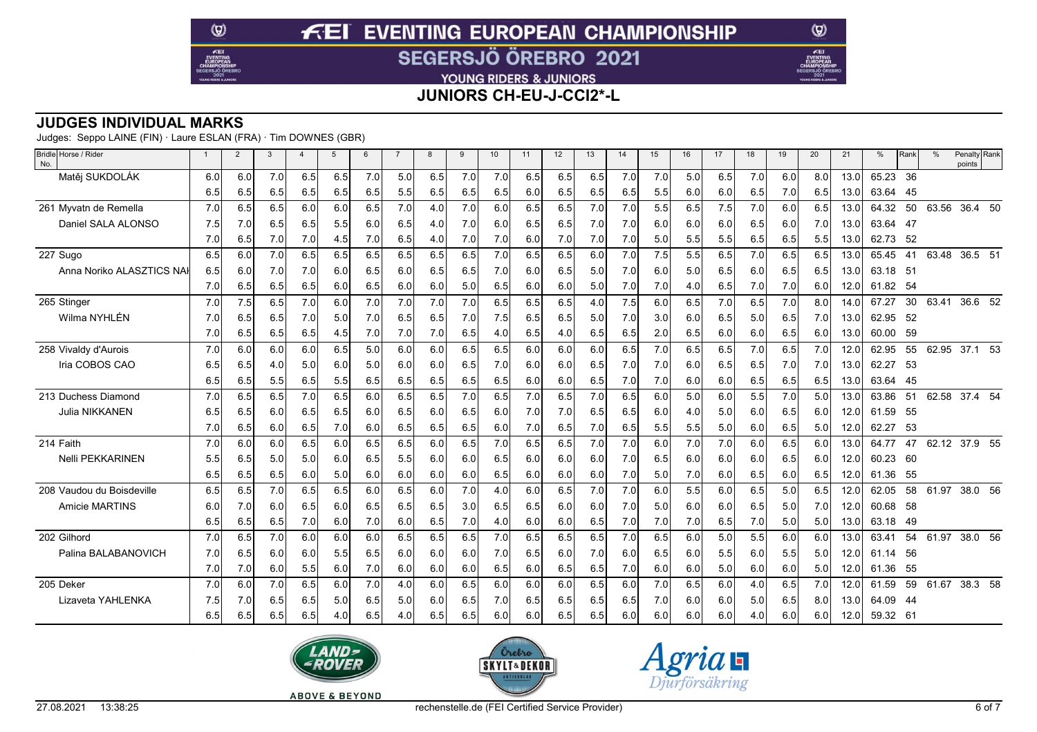# FEI EVENTING EUROPEAN CHAMPIONSHIP

## SEGERSJÖ ÖREBRO 2021

YOUNG RIDERS & JUNIORS

## JUNIORS CH-EU-J-CCI2*-L

## JUDGES INDIVIDUAL MARKS

Judges: Seppo LAINE (FIN) · Laure ESLAN (FRA) · Tim DOWNES (GBR)

| Bridle No. | Horse / Rider | 1 | 2 | 3 | 4 | 5 | 6 | 7 | 8 | 9 | 10 | 11 | 12 | 13 | 14 | 15 | 16 | 17 | 18 | 19 | 20 | 21 | % | Rank | % | Penalty points | Rank |
|---|---|---|---|---|---|---|---|---|---|---|---|---|---|---|---|---|---|---|---|---|---|---|---|---|---|---|---|
| | Matěj SUKDOLÁK | 6.0 | 6.0 | 7.0 | 6.5 | 6.5 | 7.0 | 5.0 | 6.5 | 7.0 | 7.0 | 6.5 | 6.5 | 6.5 | 7.0 | 7.0 | 5.0 | 6.5 | 7.0 | 6.0 | 8.0 | 13.0 | 65.23 | 36 | | | |
| | | 6.5 | 6.5 | 6.5 | 6.5 | 6.5 | 6.5 | 5.5 | 6.5 | 6.5 | 6.5 | 6.0 | 6.5 | 6.5 | 6.5 | 5.5 | 6.0 | 6.0 | 6.5 | 7.0 | 6.5 | 13.0 | 63.64 | 45 | | | |
| 261 | Myvatn de Remella | 7.0 | 6.5 | 6.5 | 6.0 | 6.0 | 6.5 | 7.0 | 4.0 | 7.0 | 6.0 | 6.5 | 6.5 | 7.0 | 7.0 | 5.5 | 6.5 | 7.5 | 7.0 | 6.0 | 6.5 | 13.0 | 64.32 | 50 | 63.56 | 36.4 | 50 |
| | Daniel SALA ALONSO | 7.5 | 7.0 | 6.5 | 6.5 | 5.5 | 6.0 | 6.5 | 4.0 | 7.0 | 6.0 | 6.5 | 6.5 | 7.0 | 7.0 | 6.0 | 6.0 | 6.0 | 6.5 | 6.0 | 7.0 | 13.0 | 63.64 | 47 | | | |
| | | 7.0 | 6.5 | 7.0 | 7.0 | 4.5 | 7.0 | 6.5 | 4.0 | 7.0 | 7.0 | 6.0 | 7.0 | 7.0 | 7.0 | 5.0 | 5.5 | 5.5 | 6.5 | 6.5 | 5.5 | 13.0 | 62.73 | 52 | | | |
| 227 | Sugo | 6.5 | 6.0 | 7.0 | 6.5 | 6.5 | 6.5 | 6.5 | 6.5 | 6.5 | 7.0 | 6.5 | 6.5 | 6.0 | 7.0 | 7.5 | 5.5 | 6.5 | 7.0 | 6.5 | 6.5 | 13.0 | 65.45 | 41 | 63.48 | 36.5 | 51 |
| | Anna Noriko ALASZTICS NAI | 6.5 | 6.0 | 7.0 | 7.0 | 6.0 | 6.5 | 6.0 | 6.5 | 6.5 | 7.0 | 6.0 | 6.5 | 5.0 | 7.0 | 6.0 | 5.0 | 6.5 | 6.0 | 6.5 | 6.5 | 13.0 | 63.18 | 51 | | | |
| | | 7.0 | 6.5 | 6.5 | 6.5 | 6.0 | 6.5 | 6.0 | 6.0 | 5.0 | 6.5 | 6.0 | 6.0 | 5.0 | 7.0 | 7.0 | 4.0 | 6.5 | 7.0 | 7.0 | 6.0 | 12.0 | 61.82 | 54 | | | |
| 265 | Stinger | 7.0 | 7.5 | 6.5 | 7.0 | 6.0 | 7.0 | 7.0 | 7.0 | 7.0 | 6.5 | 6.5 | 6.5 | 4.0 | 7.5 | 6.0 | 6.5 | 7.0 | 6.5 | 7.0 | 8.0 | 14.0 | 67.27 | 30 | 63.41 | 36.6 | 52 |
| | Wilma NYHLÉN | 7.0 | 6.5 | 6.5 | 7.0 | 5.0 | 7.0 | 6.5 | 6.5 | 7.0 | 7.5 | 6.5 | 6.5 | 5.0 | 7.0 | 3.0 | 6.0 | 6.5 | 5.0 | 6.5 | 7.0 | 13.0 | 62.95 | 52 | | | |
| | | 7.0 | 6.5 | 6.5 | 6.5 | 4.5 | 7.0 | 7.0 | 7.0 | 6.5 | 4.0 | 6.5 | 4.0 | 6.5 | 6.5 | 2.0 | 6.5 | 6.0 | 6.0 | 6.5 | 6.0 | 13.0 | 60.00 | 59 | | | |
| 258 | Vivaldy d'Aurois | 7.0 | 6.0 | 6.0 | 6.0 | 6.5 | 5.0 | 6.0 | 6.0 | 6.5 | 6.5 | 6.0 | 6.0 | 6.0 | 6.5 | 7.0 | 6.5 | 6.5 | 7.0 | 6.5 | 7.0 | 12.0 | 62.95 | 55 | 62.95 | 37.1 | 53 |
| | Iria COBOS CAO | 6.5 | 6.5 | 4.0 | 5.0 | 6.0 | 5.0 | 6.0 | 6.0 | 6.5 | 7.0 | 6.0 | 6.0 | 6.5 | 7.0 | 7.0 | 6.0 | 6.5 | 6.5 | 7.0 | 7.0 | 13.0 | 62.27 | 53 | | | |
| | | 6.5 | 6.5 | 5.5 | 6.5 | 5.5 | 6.5 | 6.5 | 6.5 | 6.5 | 6.5 | 6.0 | 6.0 | 6.5 | 7.0 | 7.0 | 6.0 | 6.0 | 6.5 | 6.5 | 6.5 | 13.0 | 63.64 | 45 | | | |
| 213 | Duchess Diamond | 7.0 | 6.5 | 6.5 | 7.0 | 6.5 | 6.0 | 6.5 | 6.5 | 7.0 | 6.5 | 7.0 | 6.5 | 7.0 | 6.5 | 6.0 | 5.0 | 6.0 | 5.5 | 7.0 | 5.0 | 13.0 | 63.86 | 51 | 62.58 | 37.4 | 54 |
| | Julia NIKKANEN | 6.5 | 6.5 | 6.0 | 6.5 | 6.5 | 6.0 | 6.5 | 6.0 | 6.5 | 6.0 | 7.0 | 7.0 | 6.5 | 6.5 | 6.0 | 4.0 | 5.0 | 6.0 | 6.5 | 6.0 | 12.0 | 61.59 | 55 | | | |
| | | 7.0 | 6.5 | 6.0 | 6.5 | 7.0 | 6.0 | 6.5 | 6.5 | 6.5 | 6.0 | 7.0 | 6.5 | 7.0 | 6.5 | 5.5 | 5.5 | 5.0 | 6.0 | 6.5 | 5.0 | 12.0 | 62.27 | 53 | | | |
| 214 | Faith | 7.0 | 6.0 | 6.0 | 6.5 | 6.0 | 6.5 | 6.5 | 6.0 | 6.5 | 7.0 | 6.5 | 6.5 | 7.0 | 7.0 | 6.0 | 7.0 | 7.0 | 6.0 | 6.5 | 6.0 | 13.0 | 64.77 | 47 | 62.12 | 37.9 | 55 |
| | Nelli PEKKARINEN | 5.5 | 6.5 | 5.0 | 5.0 | 6.0 | 6.5 | 5.5 | 6.0 | 6.0 | 6.5 | 6.0 | 6.0 | 6.0 | 7.0 | 6.5 | 6.0 | 6.0 | 6.0 | 6.5 | 6.0 | 12.0 | 60.23 | 60 | | | |
| | | 6.5 | 6.5 | 6.5 | 6.0 | 5.0 | 6.0 | 6.0 | 6.0 | 6.0 | 6.5 | 6.0 | 6.0 | 6.0 | 7.0 | 5.0 | 7.0 | 6.0 | 6.5 | 6.0 | 6.5 | 12.0 | 61.36 | 55 | | | |
| 208 | Vaudou du Boisdeville | 6.5 | 6.5 | 7.0 | 6.5 | 6.5 | 6.0 | 6.5 | 6.0 | 7.0 | 4.0 | 6.0 | 6.5 | 7.0 | 7.0 | 6.0 | 5.5 | 6.0 | 6.5 | 5.0 | 6.5 | 12.0 | 62.05 | 58 | 61.97 | 38.0 | 56 |
| | Amicie MARTINS | 6.0 | 7.0 | 6.0 | 6.5 | 6.0 | 6.5 | 6.5 | 6.5 | 3.0 | 6.5 | 6.5 | 6.0 | 6.0 | 7.0 | 5.0 | 6.0 | 6.0 | 6.5 | 5.0 | 7.0 | 12.0 | 60.68 | 58 | | | |
| | | 6.5 | 6.5 | 6.5 | 7.0 | 6.0 | 7.0 | 6.0 | 6.5 | 7.0 | 4.0 | 6.0 | 6.0 | 6.5 | 7.0 | 7.0 | 7.0 | 6.5 | 7.0 | 5.0 | 5.0 | 13.0 | 63.18 | 49 | | | |
| 202 | Gilhord | 7.0 | 6.5 | 7.0 | 6.0 | 6.0 | 6.0 | 6.5 | 6.5 | 6.5 | 7.0 | 6.5 | 6.5 | 6.5 | 7.0 | 6.5 | 6.0 | 5.0 | 5.5 | 6.0 | 6.0 | 13.0 | 63.41 | 54 | 61.97 | 38.0 | 56 |
| | Palina BALABANOVICH | 7.0 | 6.5 | 6.0 | 6.0 | 5.5 | 6.5 | 6.0 | 6.0 | 6.0 | 7.0 | 6.5 | 6.0 | 7.0 | 6.0 | 6.5 | 6.0 | 5.5 | 6.0 | 5.5 | 5.0 | 12.0 | 61.14 | 56 | | | |
| | | 7.0 | 7.0 | 6.0 | 5.5 | 6.0 | 7.0 | 6.0 | 6.0 | 6.0 | 6.5 | 6.0 | 6.5 | 6.5 | 7.0 | 6.0 | 6.0 | 5.0 | 6.0 | 6.0 | 5.0 | 12.0 | 61.36 | 55 | | | |
| 205 | Deker | 7.0 | 6.0 | 7.0 | 6.5 | 6.0 | 7.0 | 4.0 | 6.0 | 6.5 | 6.0 | 6.0 | 6.0 | 6.5 | 6.0 | 7.0 | 6.5 | 6.0 | 4.0 | 6.5 | 7.0 | 12.0 | 61.59 | 59 | 61.67 | 38.3 | 58 |
| | Lizaveta YAHLENKA | 7.5 | 7.0 | 6.5 | 6.5 | 5.0 | 6.5 | 5.0 | 6.0 | 6.5 | 7.0 | 6.5 | 6.5 | 6.5 | 6.5 | 7.0 | 6.0 | 6.0 | 5.0 | 6.5 | 8.0 | 13.0 | 64.09 | 44 | | | |
| | | 6.5 | 6.5 | 6.5 | 6.5 | 4.0 | 6.5 | 4.0 | 6.5 | 6.5 | 6.0 | 6.0 | 6.5 | 6.5 | 6.0 | 6.0 | 6.0 | 6.0 | 4.0 | 6.0 | 6.0 | 12.0 | 59.32 | 61 | | | |

LAND ROVER — ABOVE & BEYOND · Örebro SKYLT & DEKOR · Agria Djurförsäkring

27.08.2021 13:38:25 · rechenstelle.de (FEI Certified Service Provider)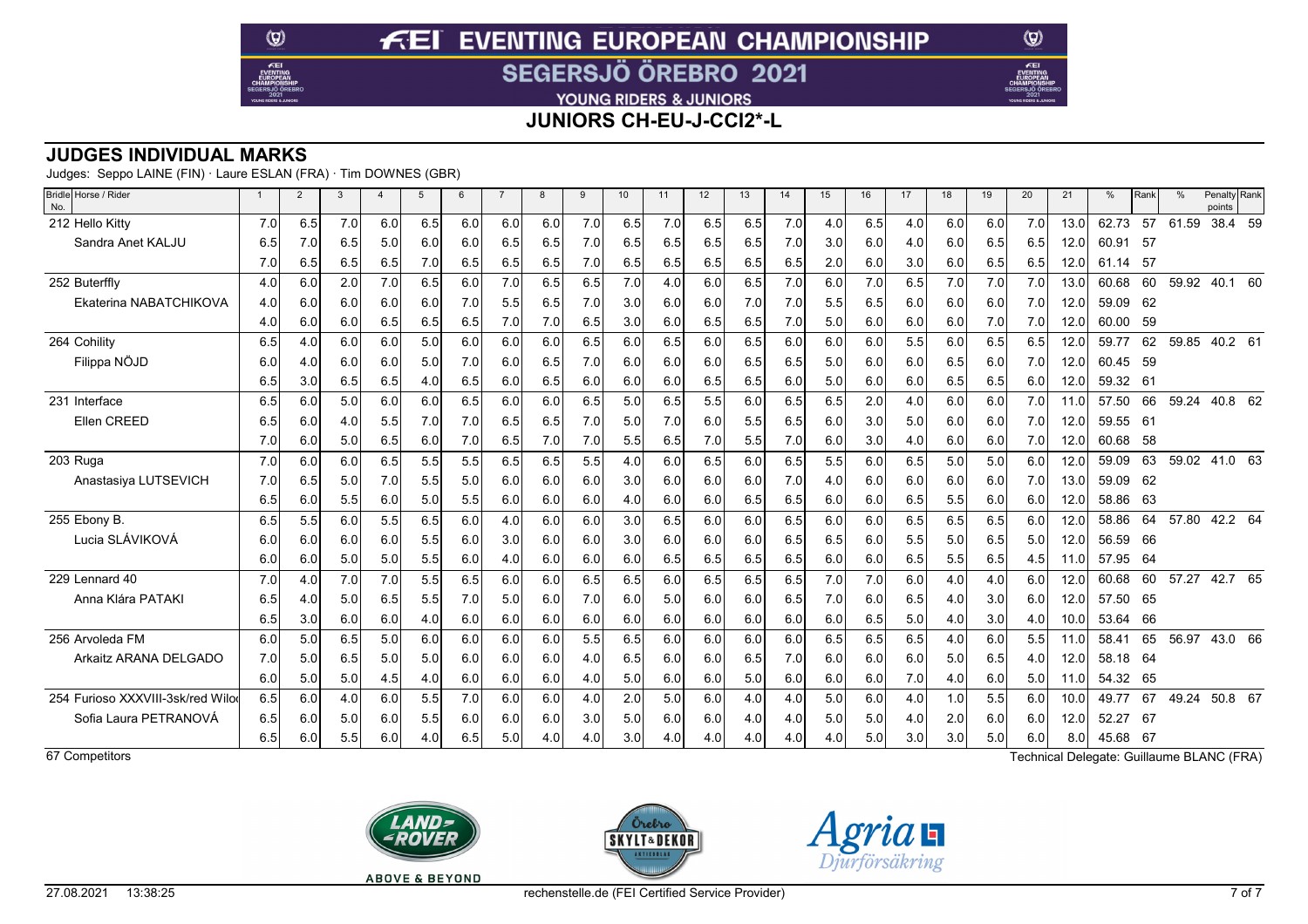# FEI EVENTING EUROPEAN CHAMPIONSHIP

## SEGERSJÖ ÖREBRO 2021

YOUNG RIDERS & JUNIORS

## JUNIORS CH-EU-J-CCI2*-L

## JUDGES INDIVIDUAL MARKS

Judges: Seppo LAINE (FIN) · Laure ESLAN (FRA) · Tim DOWNES (GBR)

| Bridle No. Horse / Rider | 1 | 2 | 3 | 4 | 5 | 6 | 7 | 8 | 9 | 10 | 11 | 12 | 13 | 14 | 15 | 16 | 17 | 18 | 19 | 20 | 21 | % | Rank | % | Penalty points | Rank |
|---|---|---|---|---|---|---|---|---|---|---|---|---|---|---|---|---|---|---|---|---|---|---|---|---|---|---|
| 212 Hello Kitty | 7.0 | 6.5 | 7.0 | 6.0 | 6.5 | 6.0 | 6.0 | 6.0 | 7.0 | 6.5 | 7.0 | 6.5 | 6.5 | 7.0 | 4.0 | 6.5 | 4.0 | 6.0 | 6.0 | 7.0 | 13.0 | 62.73 | 57 | 61.59 | 38.4 | 59 |
| Sandra Anet KALJU | 6.5 | 7.0 | 6.5 | 5.0 | 6.0 | 6.0 | 6.5 | 6.5 | 7.0 | 6.5 | 6.5 | 6.5 | 6.5 | 7.0 | 3.0 | 6.0 | 4.0 | 6.0 | 6.5 | 6.5 | 12.0 | 60.91 | 57 | | | |
| | 7.0 | 6.5 | 6.5 | 6.5 | 7.0 | 6.5 | 6.5 | 6.5 | 7.0 | 6.5 | 6.5 | 6.5 | 6.5 | 6.5 | 2.0 | 6.0 | 3.0 | 6.0 | 6.5 | 6.5 | 12.0 | 61.14 | 57 | | | |
| 252 Buterffly | 4.0 | 6.0 | 2.0 | 7.0 | 6.5 | 6.0 | 7.0 | 6.5 | 6.5 | 7.0 | 4.0 | 6.0 | 6.5 | 7.0 | 6.0 | 7.0 | 6.5 | 7.0 | 7.0 | 7.0 | 13.0 | 60.68 | 60 | 59.92 | 40.1 | 60 |
| Ekaterina NABATCHIKOVA | 4.0 | 6.0 | 6.0 | 6.0 | 6.0 | 7.0 | 5.5 | 6.5 | 7.0 | 3.0 | 6.0 | 6.0 | 7.0 | 7.0 | 5.5 | 6.5 | 6.0 | 6.0 | 6.0 | 7.0 | 12.0 | 59.09 | 62 | | | |
| | 4.0 | 6.0 | 6.0 | 6.5 | 6.5 | 6.5 | 7.0 | 7.0 | 6.5 | 3.0 | 6.0 | 6.5 | 6.5 | 7.0 | 5.0 | 6.0 | 6.0 | 6.0 | 7.0 | 7.0 | 12.0 | 60.00 | 59 | | | |
| 264 Cohility | 6.5 | 4.0 | 6.0 | 6.0 | 5.0 | 6.0 | 6.0 | 6.0 | 6.5 | 6.0 | 6.5 | 6.0 | 6.5 | 6.0 | 6.0 | 6.0 | 5.5 | 6.0 | 6.5 | 6.5 | 12.0 | 59.77 | 62 | 59.85 | 40.2 | 61 |
| Filippa NÖJD | 6.0 | 4.0 | 6.0 | 6.0 | 5.0 | 7.0 | 6.0 | 6.5 | 7.0 | 6.0 | 6.0 | 6.0 | 6.5 | 6.5 | 5.0 | 6.0 | 6.0 | 6.5 | 6.0 | 7.0 | 12.0 | 60.45 | 59 | | | |
| | 6.5 | 3.0 | 6.5 | 6.5 | 4.0 | 6.5 | 6.0 | 6.5 | 6.0 | 6.0 | 6.0 | 6.5 | 6.5 | 6.0 | 5.0 | 6.0 | 6.0 | 6.5 | 6.5 | 6.0 | 12.0 | 59.32 | 61 | | | |
| 231 Interface | 6.5 | 6.0 | 5.0 | 6.0 | 6.0 | 6.5 | 6.0 | 6.0 | 6.5 | 5.0 | 6.5 | 5.5 | 6.0 | 6.5 | 6.5 | 2.0 | 4.0 | 6.0 | 6.0 | 7.0 | 11.0 | 57.50 | 66 | 59.24 | 40.8 | 62 |
| Ellen CREED | 6.5 | 6.0 | 4.0 | 5.5 | 7.0 | 7.0 | 6.5 | 6.5 | 7.0 | 5.0 | 7.0 | 6.0 | 5.5 | 6.5 | 6.0 | 3.0 | 5.0 | 6.0 | 6.0 | 7.0 | 12.0 | 59.55 | 61 | | | |
| | 7.0 | 6.0 | 5.0 | 6.5 | 6.0 | 7.0 | 6.5 | 7.0 | 7.0 | 5.5 | 6.5 | 7.0 | 5.5 | 7.0 | 6.0 | 3.0 | 4.0 | 6.0 | 6.0 | 7.0 | 12.0 | 60.68 | 58 | | | |
| 203 Ruga | 7.0 | 6.0 | 6.0 | 6.5 | 5.5 | 5.5 | 6.5 | 6.5 | 5.5 | 4.0 | 6.0 | 6.5 | 6.0 | 6.5 | 5.5 | 6.0 | 6.5 | 5.0 | 5.0 | 6.0 | 12.0 | 59.09 | 63 | 59.02 | 41.0 | 63 |
| Anastasiya LUTSEVICH | 7.0 | 6.5 | 5.0 | 7.0 | 5.5 | 5.0 | 6.0 | 6.0 | 6.0 | 3.0 | 6.0 | 6.0 | 6.0 | 7.0 | 4.0 | 6.0 | 6.0 | 6.0 | 6.0 | 7.0 | 13.0 | 59.09 | 62 | | | |
| | 6.5 | 6.0 | 5.5 | 6.0 | 5.0 | 5.5 | 6.0 | 6.0 | 6.0 | 4.0 | 6.0 | 6.0 | 6.5 | 6.5 | 6.0 | 6.0 | 6.5 | 5.5 | 6.0 | 6.0 | 12.0 | 58.86 | 63 | | | |
| 255 Ebony B. | 6.5 | 5.5 | 6.0 | 5.5 | 6.5 | 6.0 | 4.0 | 6.0 | 6.0 | 3.0 | 6.5 | 6.0 | 6.0 | 6.5 | 6.0 | 6.0 | 6.5 | 6.5 | 6.5 | 6.0 | 12.0 | 58.86 | 64 | 57.80 | 42.2 | 64 |
| Lucia SLÁVIKOVÁ | 6.0 | 6.0 | 6.0 | 6.0 | 5.5 | 6.0 | 3.0 | 6.0 | 6.0 | 3.0 | 6.0 | 6.0 | 6.0 | 6.5 | 6.5 | 6.0 | 5.5 | 5.0 | 6.5 | 5.0 | 12.0 | 56.59 | 66 | | | |
| | 6.0 | 6.0 | 5.0 | 5.0 | 5.5 | 6.0 | 4.0 | 6.0 | 6.0 | 6.0 | 6.5 | 6.5 | 6.5 | 6.5 | 6.0 | 6.0 | 6.5 | 5.5 | 6.5 | 4.5 | 11.0 | 57.95 | 64 | | | |
| 229 Lennard 40 | 7.0 | 4.0 | 7.0 | 7.0 | 5.5 | 6.5 | 6.0 | 6.0 | 6.5 | 6.5 | 6.0 | 6.5 | 6.5 | 6.5 | 7.0 | 7.0 | 6.0 | 4.0 | 4.0 | 6.0 | 12.0 | 60.68 | 60 | 57.27 | 42.7 | 65 |
| Anna Klára PATAKI | 6.5 | 4.0 | 5.0 | 6.5 | 5.5 | 7.0 | 5.0 | 6.0 | 7.0 | 6.0 | 5.0 | 6.0 | 6.0 | 6.5 | 7.0 | 6.0 | 6.5 | 4.0 | 3.0 | 6.0 | 12.0 | 57.50 | 65 | | | |
| | 6.5 | 3.0 | 6.0 | 6.0 | 4.0 | 6.0 | 6.0 | 6.0 | 6.0 | 6.0 | 6.0 | 6.0 | 6.0 | 6.0 | 6.0 | 6.5 | 5.0 | 4.0 | 3.0 | 4.0 | 10.0 | 53.64 | 66 | | | |
| 256 Arvoleda FM | 6.0 | 5.0 | 6.5 | 5.0 | 6.0 | 6.0 | 6.0 | 6.0 | 5.5 | 6.5 | 6.0 | 6.0 | 6.0 | 6.0 | 6.5 | 6.5 | 6.5 | 4.0 | 6.0 | 5.5 | 11.0 | 58.41 | 65 | 56.97 | 43.0 | 66 |
| Arkaitz ARANA DELGADO | 7.0 | 5.0 | 6.5 | 5.0 | 5.0 | 6.0 | 6.0 | 6.0 | 4.0 | 6.5 | 6.0 | 6.0 | 6.5 | 7.0 | 6.0 | 6.0 | 6.0 | 5.0 | 6.5 | 4.0 | 12.0 | 58.18 | 64 | | | |
| | 6.0 | 5.0 | 5.0 | 4.5 | 4.0 | 6.0 | 6.0 | 6.0 | 4.0 | 5.0 | 6.0 | 6.0 | 5.0 | 6.0 | 6.0 | 6.0 | 7.0 | 4.0 | 6.0 | 5.0 | 11.0 | 54.32 | 65 | | | |
| 254 Furioso XXXVIII-3sk/red Wilo | 6.5 | 6.0 | 4.0 | 6.0 | 5.5 | 7.0 | 6.0 | 6.0 | 4.0 | 2.0 | 5.0 | 6.0 | 4.0 | 4.0 | 5.0 | 6.0 | 4.0 | 1.0 | 5.5 | 6.0 | 10.0 | 49.77 | 67 | 49.24 | 50.8 | 67 |
| Sofia Laura PETRANOVÁ | 6.5 | 6.0 | 5.0 | 6.0 | 5.5 | 6.0 | 6.0 | 6.0 | 3.0 | 5.0 | 6.0 | 6.0 | 4.0 | 4.0 | 5.0 | 5.0 | 4.0 | 2.0 | 6.0 | 6.0 | 12.0 | 52.27 | 67 | | | |
| | 6.5 | 6.0 | 5.5 | 6.0 | 4.0 | 6.5 | 5.0 | 4.0 | 4.0 | 3.0 | 4.0 | 4.0 | 4.0 | 4.0 | 4.0 | 5.0 | 3.0 | 3.0 | 5.0 | 6.0 | 8.0 | 45.68 | 67 | | | |

67 Competitors

Technical Delegate: Guillaume BLANC (FRA)

27.08.2021 13:38:25

rechenstelle.de (FEI Certified Service Provider)